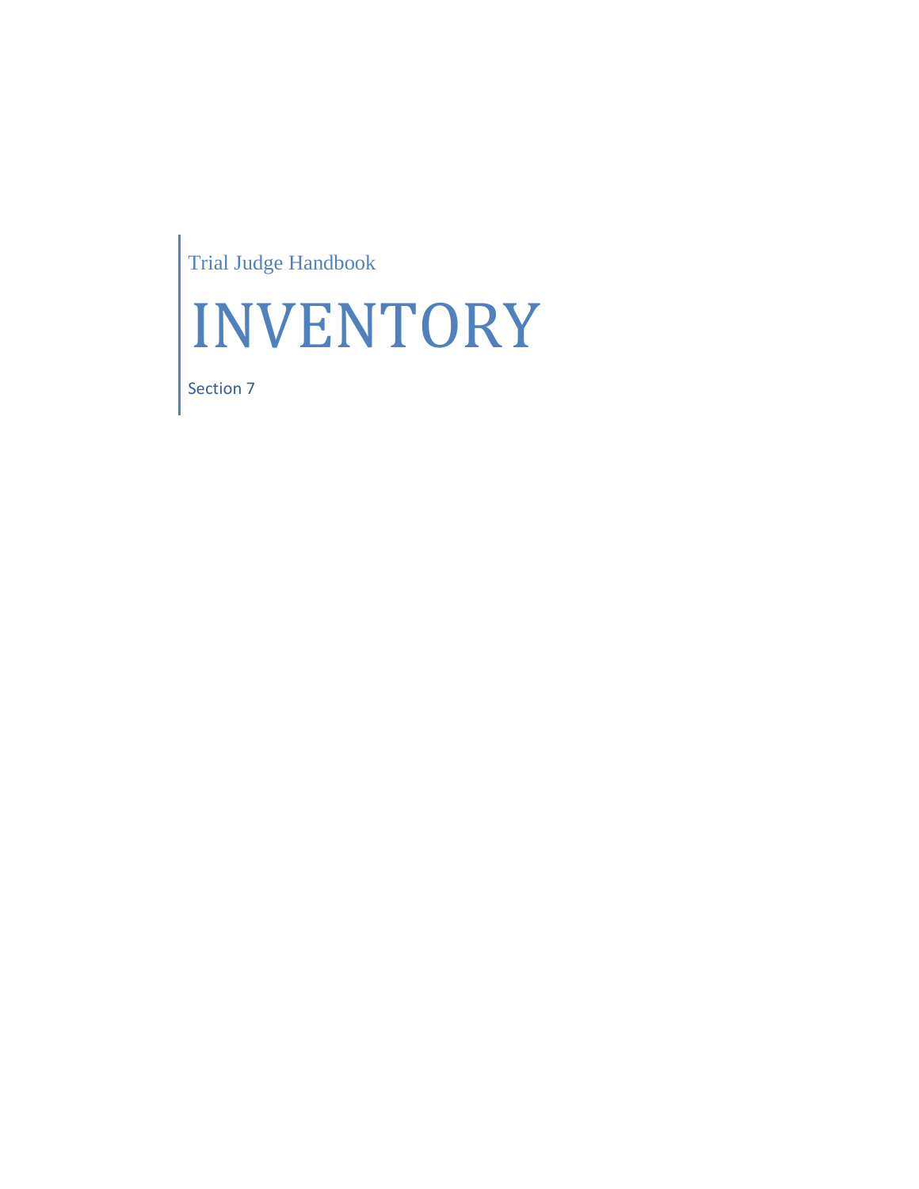Trial Judge Handbook

# INVENTORY

Section 7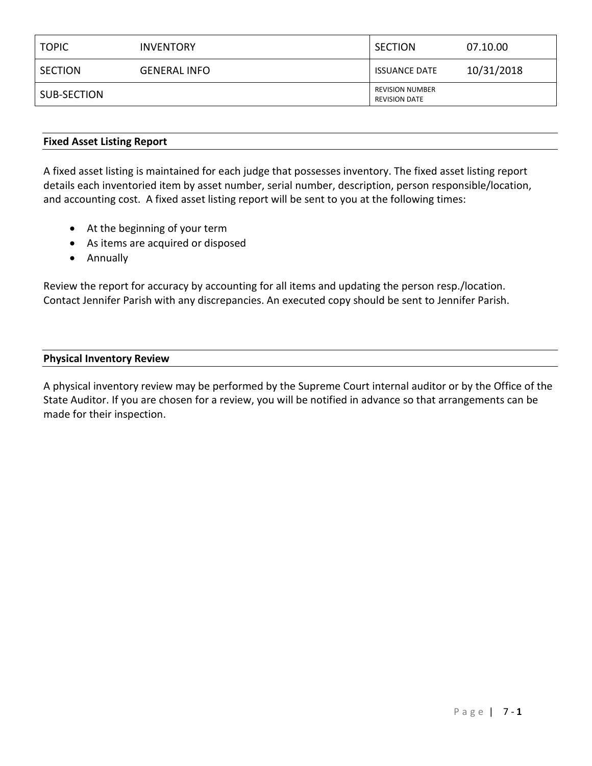| TOPIC | INVENTORY | SECTION | 07.10.00 |
|---|---|---|---|
| SECTION | GENERAL INFO | ISSUANCE DATE | 10/31/2018 |
| SUB-SECTION | | REVISION NUMBER<br>REVISION DATE | |

## Fixed Asset Listing Report

A fixed asset listing is maintained for each judge that possesses inventory. The fixed asset listing report details each inventoried item by asset number, serial number, description, person responsible/location, and accounting cost. A fixed asset listing report will be sent to you at the following times:

- At the beginning of your term
- As items are acquired or disposed
- Annually

Review the report for accuracy by accounting for all items and updating the person resp./location. Contact Jennifer Parish with any discrepancies. An executed copy should be sent to Jennifer Parish.

## Physical Inventory Review

A physical inventory review may be performed by the Supreme Court internal auditor or by the Office of the State Auditor. If you are chosen for a review, you will be notified in advance so that arrangements can be made for their inspection.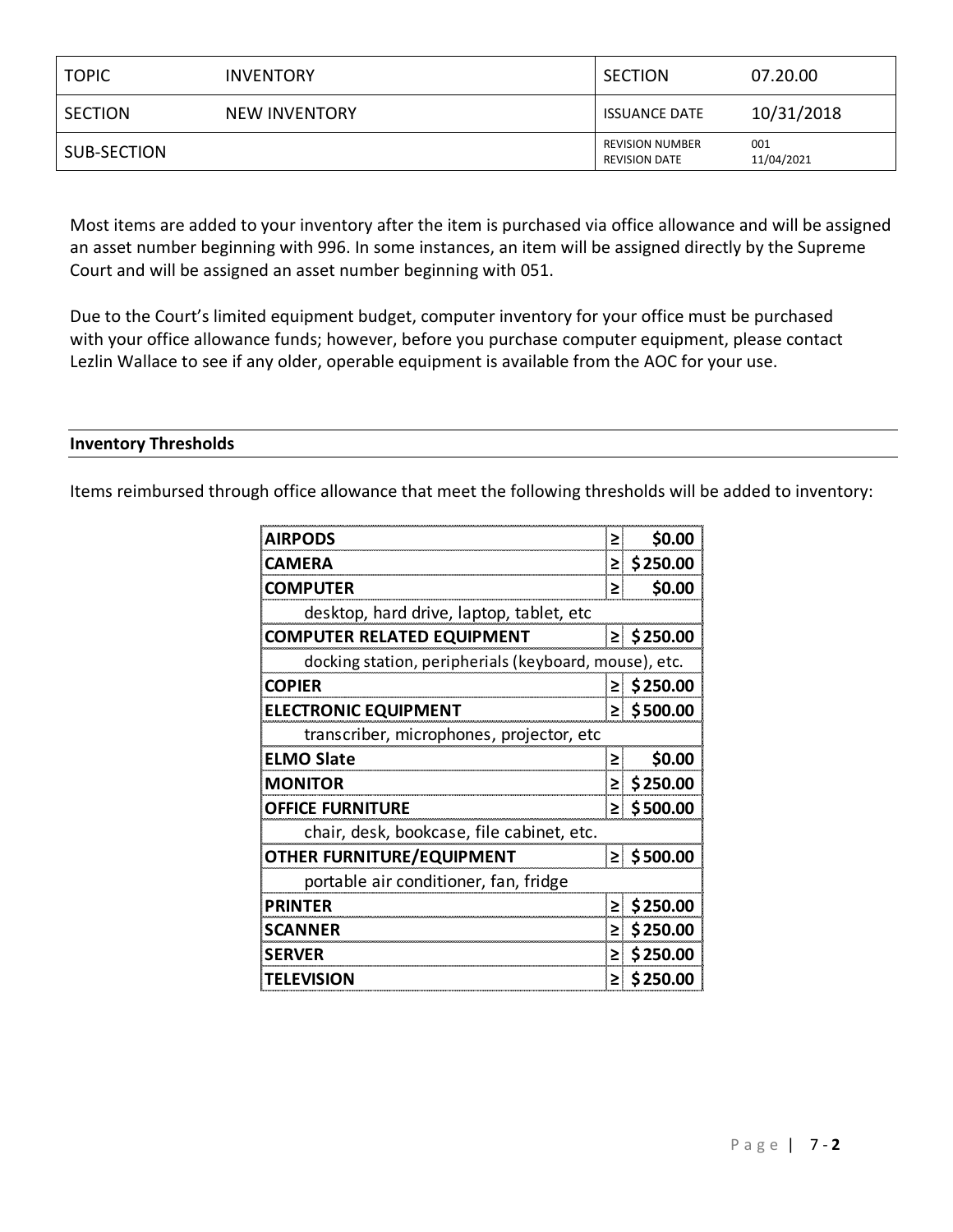| TOPIC | INVENTORY | SECTION | 07.20.00 |
| --- | --- | --- | --- |
| SECTION | NEW INVENTORY | ISSUANCE DATE | 10/31/2018 |
| SUB-SECTION | | REVISION NUMBER<br>REVISION DATE | 001<br>11/04/2021 |

Most items are added to your inventory after the item is purchased via office allowance and will be assigned an asset number beginning with 996. In some instances, an item will be assigned directly by the Supreme Court and will be assigned an asset number beginning with 051.

Due to the Court's limited equipment budget, computer inventory for your office must be purchased with your office allowance funds; however, before you purchase computer equipment, please contact Lezlin Wallace to see if any older, operable equipment is available from the AOC for your use.

**Inventory Thresholds**

Items reimbursed through office allowance that meet the following thresholds will be added to inventory:

| Item | | Threshold |
| --- | --- | --- |
| **AIRPODS** | ≥ | **$0.00** |
| **CAMERA** | ≥ | **$250.00** |
| **COMPUTER** | ≥ | **$0.00** |
| desktop, hard drive, laptop, tablet, etc | | |
| **COMPUTER RELATED EQUIPMENT** | ≥ | **$250.00** |
| docking station, peripherials (keyboard, mouse), etc. | | |
| **COPIER** | ≥ | **$250.00** |
| **ELECTRONIC EQUIPMENT** | ≥ | **$500.00** |
| transcriber, microphones, projector, etc | | |
| **ELMO Slate** | ≥ | **$0.00** |
| **MONITOR** | ≥ | **$250.00** |
| **OFFICE FURNITURE** | ≥ | **$500.00** |
| chair, desk, bookcase, file cabinet, etc. | | |
| **OTHER FURNITURE/EQUIPMENT** | ≥ | **$500.00** |
| portable air conditioner, fan, fridge | | |
| **PRINTER** | ≥ | **$250.00** |
| **SCANNER** | ≥ | **$250.00** |
| **SERVER** | ≥ | **$250.00** |
| **TELEVISION** | ≥ | **$250.00** |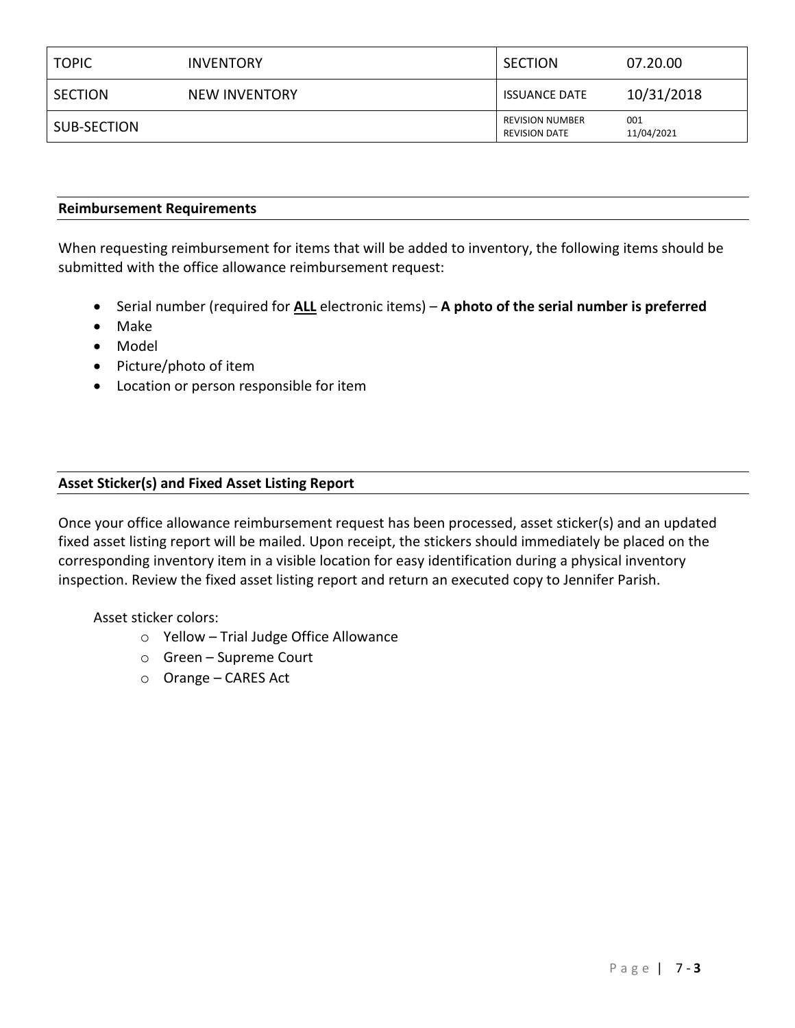| TOPIC | INVENTORY | SECTION | 07.20.00 |
| --- | --- | --- | --- |
| SECTION | NEW INVENTORY | ISSUANCE DATE | 10/31/2018 |
| SUB-SECTION | | REVISION NUMBER<br>REVISION DATE | 001<br>11/04/2021 |

## Reimbursement Requirements

When requesting reimbursement for items that will be added to inventory, the following items should be submitted with the office allowance reimbursement request:

- Serial number (required for **ALL** electronic items) – **A photo of the serial number is preferred**
- Make
- Model
- Picture/photo of item
- Location or person responsible for item

## Asset Sticker(s) and Fixed Asset Listing Report

Once your office allowance reimbursement request has been processed, asset sticker(s) and an updated fixed asset listing report will be mailed. Upon receipt, the stickers should immediately be placed on the corresponding inventory item in a visible location for easy identification during a physical inventory inspection. Review the fixed asset listing report and return an executed copy to Jennifer Parish.

Asset sticker colors:

- Yellow – Trial Judge Office Allowance
- Green – Supreme Court
- Orange – CARES Act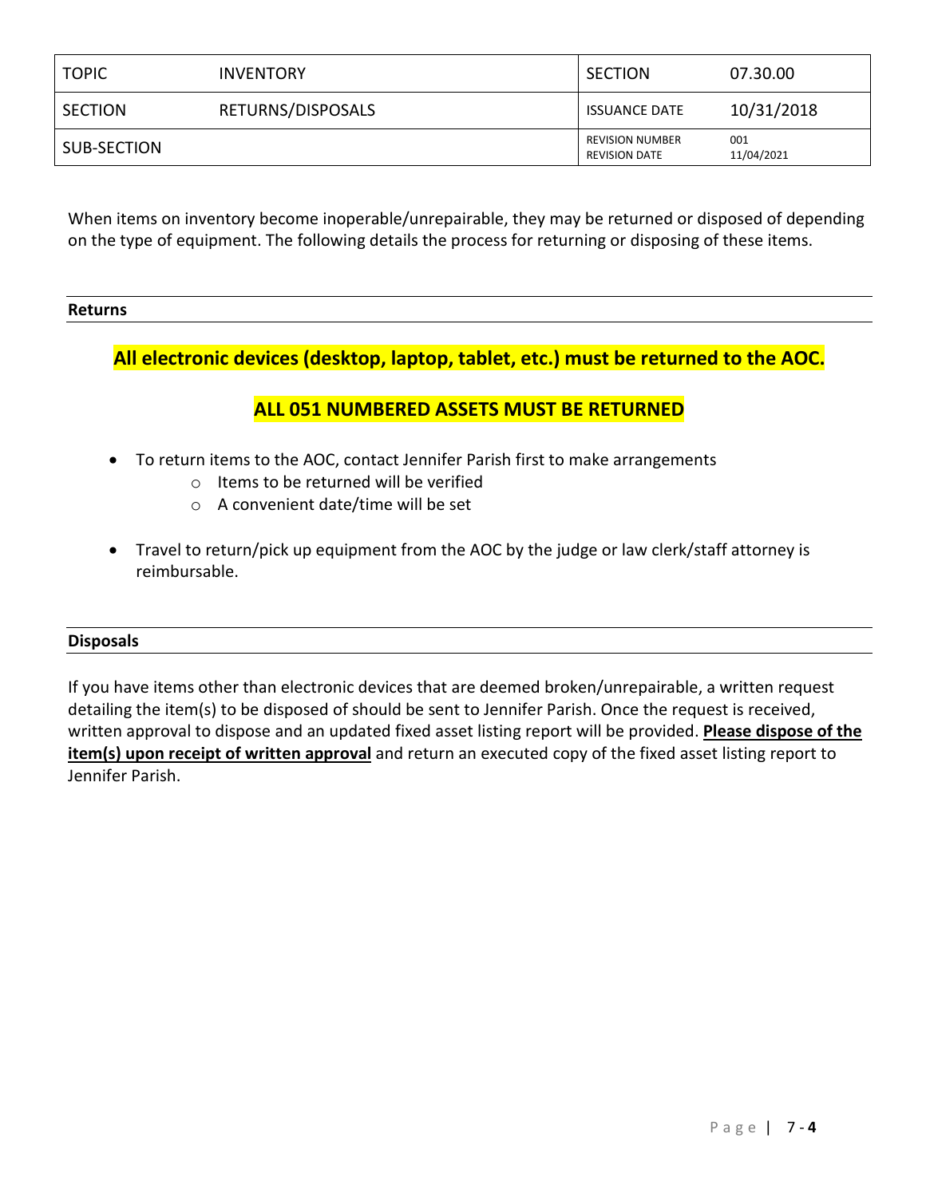| TOPIC | INVENTORY | SECTION | 07.30.00 |
| --- | --- | --- | --- |
| SECTION | RETURNS/DISPOSALS | ISSUANCE DATE | 10/31/2018 |
| SUB-SECTION | | REVISION NUMBER<br>REVISION DATE | 001<br>11/04/2021 |

When items on inventory become inoperable/unrepairable, they may be returned or disposed of depending on the type of equipment. The following details the process for returning or disposing of these items.

## Returns

**All electronic devices (desktop, laptop, tablet, etc.) must be returned to the AOC.**

**ALL 051 NUMBERED ASSETS MUST BE RETURNED**

- To return items to the AOC, contact Jennifer Parish first to make arrangements
  - Items to be returned will be verified
  - A convenient date/time will be set
- Travel to return/pick up equipment from the AOC by the judge or law clerk/staff attorney is reimbursable.

## Disposals

If you have items other than electronic devices that are deemed broken/unrepairable, a written request detailing the item(s) to be disposed of should be sent to Jennifer Parish. Once the request is received, written approval to dispose and an updated fixed asset listing report will be provided. **Please dispose of the item(s) upon receipt of written approval** and return an executed copy of the fixed asset listing report to Jennifer Parish.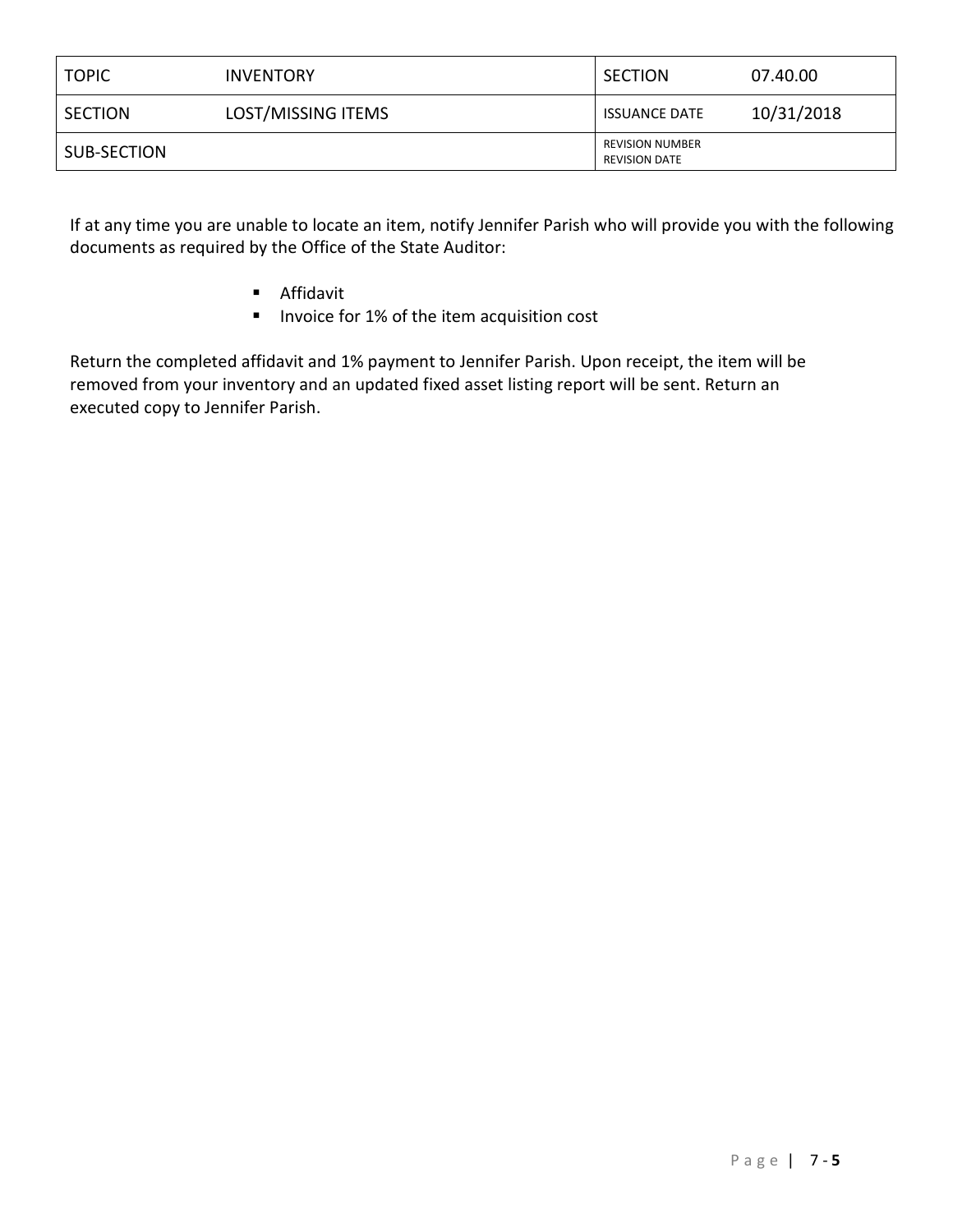| | | | |
|---|---|---|---|
| TOPIC | INVENTORY | SECTION | 07.40.00 |
| SECTION | LOST/MISSING ITEMS | ISSUANCE DATE | 10/31/2018 |
| SUB-SECTION | | REVISION NUMBER<br>REVISION DATE | |

If at any time you are unable to locate an item, notify Jennifer Parish who will provide you with the following documents as required by the Office of the State Auditor:

- Affidavit
- Invoice for 1% of the item acquisition cost

Return the completed affidavit and 1% payment to Jennifer Parish. Upon receipt, the item will be removed from your inventory and an updated fixed asset listing report will be sent. Return an executed copy to Jennifer Parish.